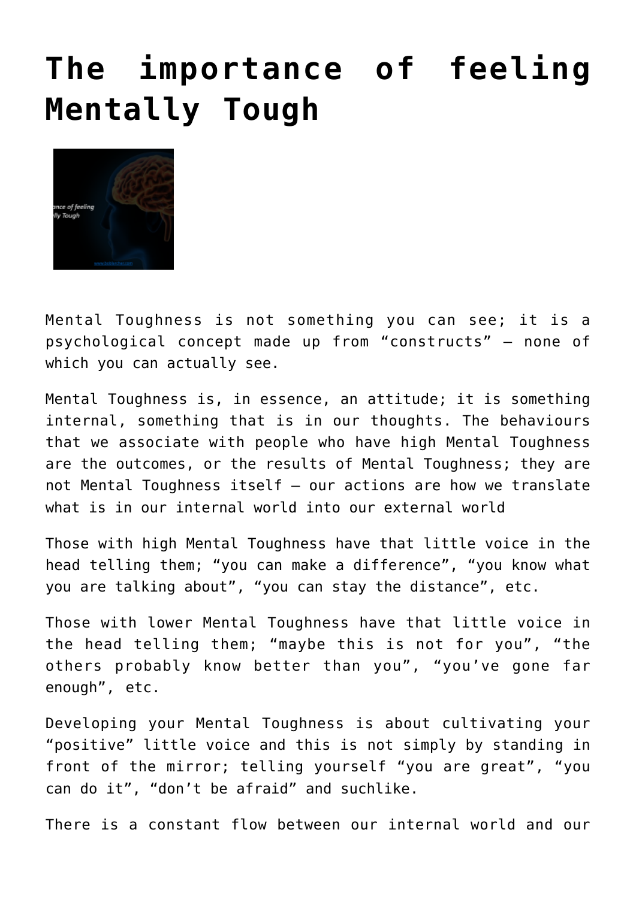# The importance of feeling Mentally Tough

Mental Toughness is not something you can see; it is a psychological concept made up from "constructs" – none of which you can actually see.

Mental Toughness is, in essence, an attitude; it is something internal, something that is in our thoughts. The behaviours that we associate with people who have high Mental Toughness are the outcomes, or the results of Mental Toughness; they are not Mental Toughness itself – our actions are how we translate what is in our internal world into our external world

Those with high Mental Toughness have that little voice in the head telling them; "you can make a difference", "you know what you are talking about", "you can stay the distance", etc.

Those with lower Mental Toughness have that little voice in the head telling them; "maybe this is not for you", "the others probably know better than you", "you've gone far enough", etc.

Developing your Mental Toughness is about cultivating your "positive" little voice and this is not simply by standing in front of the mirror; telling yourself "you are great", "you can do it", "don't be afraid" and suchlike.

There is a constant flow between our internal world and our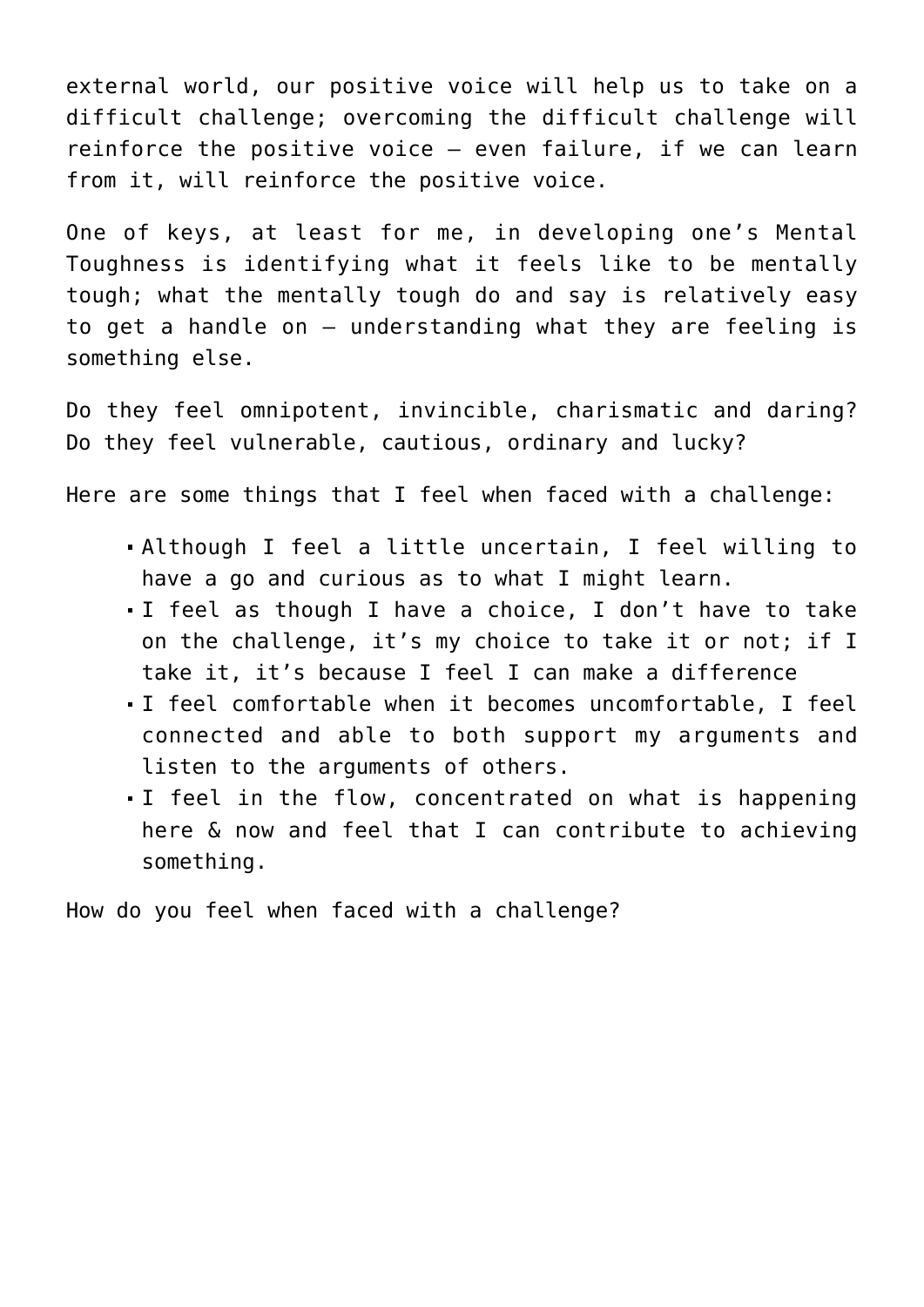external world, our positive voice will help us to take on a difficult challenge; overcoming the difficult challenge will reinforce the positive voice – even failure, if we can learn from it, will reinforce the positive voice.

One of keys, at least for me, in developing one's Mental Toughness is identifying what it feels like to be mentally tough; what the mentally tough do and say is relatively easy to get a handle on – understanding what they are feeling is something else.

Do they feel omnipotent, invincible, charismatic and daring? Do they feel vulnerable, cautious, ordinary and lucky?

Here are some things that I feel when faced with a challenge:

- Although I feel a little uncertain, I feel willing to have a go and curious as to what I might learn.
- I feel as though I have a choice, I don't have to take on the challenge, it's my choice to take it or not; if I take it, it's because I feel I can make a difference
- I feel comfortable when it becomes uncomfortable, I feel connected and able to both support my arguments and listen to the arguments of others.
- I feel in the flow, concentrated on what is happening here & now and feel that I can contribute to achieving something.

How do you feel when faced with a challenge?